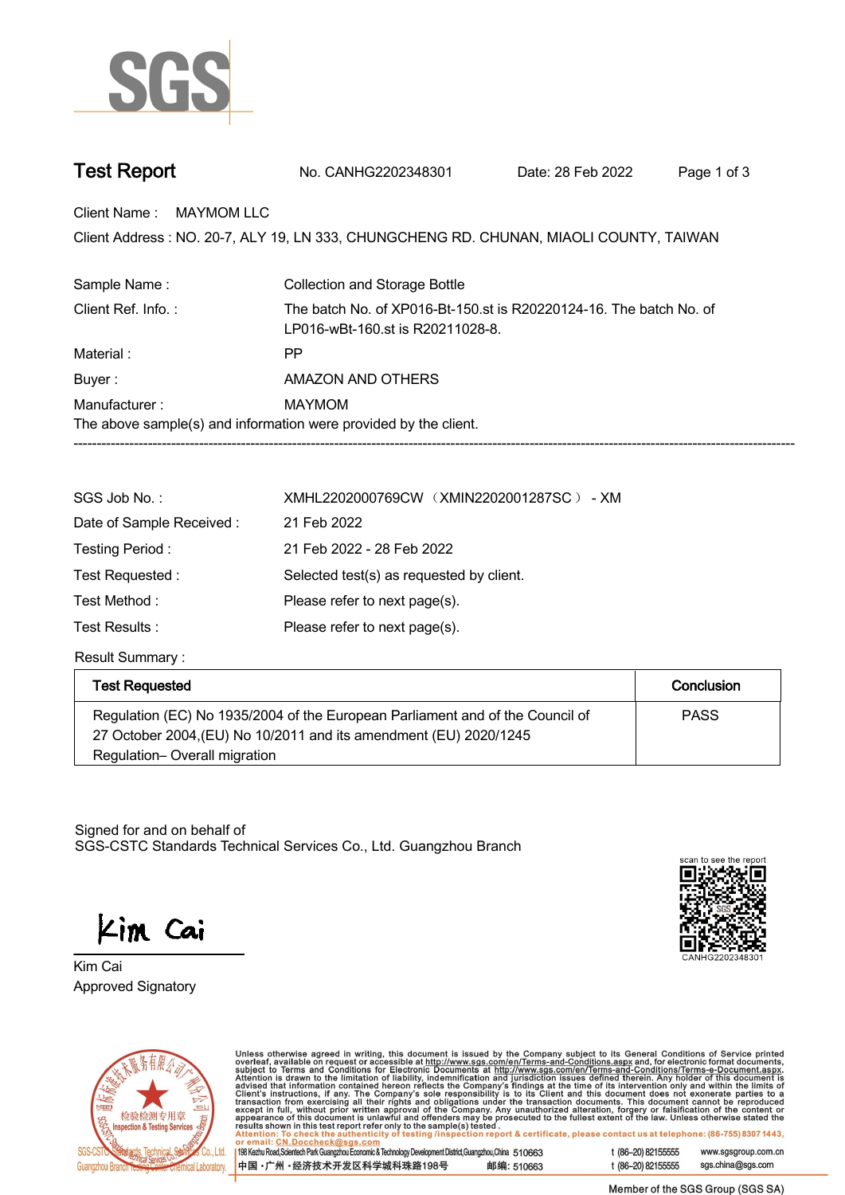# Test Report

No. CANHG2202348301 Date: 28 Feb 2022

Client Name : MAYMOM LLC

Client Address : NO. 20-7, ALY 19, LN 333, CHUNGCHENG RD. CHUNAN, MIAOLI COUNTY, TAIWAN

| | |
|---|---|
| Sample Name : | Collection and Storage Bottle |
| Client Ref. Info. : | The batch No. of XP016-Bt-150.st is R20220124-16. The batch No. of LP016-wBt-160.st is R20211028-8. |
| Material : | PP |
| Buyer : | AMAZON AND OTHERS |
| Manufacturer : | MAYMOM |

The above sample(s) and information were provided by the client.

---

| | |
|---|---|
| SGS Job No. : | XMHL2202000769CW（XMIN2202001287SC） - XM |
| Date of Sample Received : | 21 Feb 2022 |
| Testing Period : | 21 Feb 2022 - 28 Feb 2022 |
| Test Requested : | Selected test(s) as requested by client. |
| Test Method : | Please refer to next page(s). |
| Test Results : | Please refer to next page(s). |

Result Summary :

| Test Requested | Conclusion |
|---|---|
| Regulation (EC) No 1935/2004 of the European Parliament and of the Council of 27 October 2004,(EU) No 10/2011 and its amendment (EU) 2020/1245 Regulation– Overall migration | PASS |

Signed for and on behalf of
SGS-CSTC Standards Technical Services Co., Ltd. Guangzhou Branch

scan to see the report
CANHG2202348301

Kim Cai
Approved Signatory

Unless otherwise agreed in writing, this document is issued by the Company subject to its General Conditions of Service printed overleaf, available on request or accessible at http://www.sgs.com/en/Terms-and-Conditions.aspx and, for electronic format documents, subject to Terms and Conditions for Electronic Documents at http://www.sgs.com/en/Terms-and-Conditions/Terms-e-Document.aspx. Attention is drawn to the limitation of liability, indemnification and jurisdiction issues defined therein. Any holder of this document is advised that information contained hereon reflects the Company's findings at the time of its intervention only and within the limits of Client's instructions, if any. The Company's sole responsibility is to its Client and this document does not exonerate parties to a transaction from exercising all their rights and obligations under the transaction documents. This document cannot be reproduced except in full, without prior written approval of the Company. Any unauthorized alteration, forgery or falsification of the content or appearance of this document is unlawful and offenders may be prosecuted to the fullest extent of the law. Unless otherwise stated the results shown in this test report refer only to the sample(s) tested.

Attention: To check the authenticity of testing /inspection report & certificate, please contact us at telephone: (86-755) 8307 1443, or email: CN.Doccheck@sgs.com

198 Kezhu Road,Scientech Park Guangzhou Economic & Technology Development District,Guangzhou,China 510663 t (86–20) 82155555 www.sgsgroup.com.cn
中国 ·广州 ·经济技术开发区科学城科珠路198号 邮编: 510663 t (86–20) 82155555 sgs.china@sgs.com

Member of the SGS Group (SGS SA)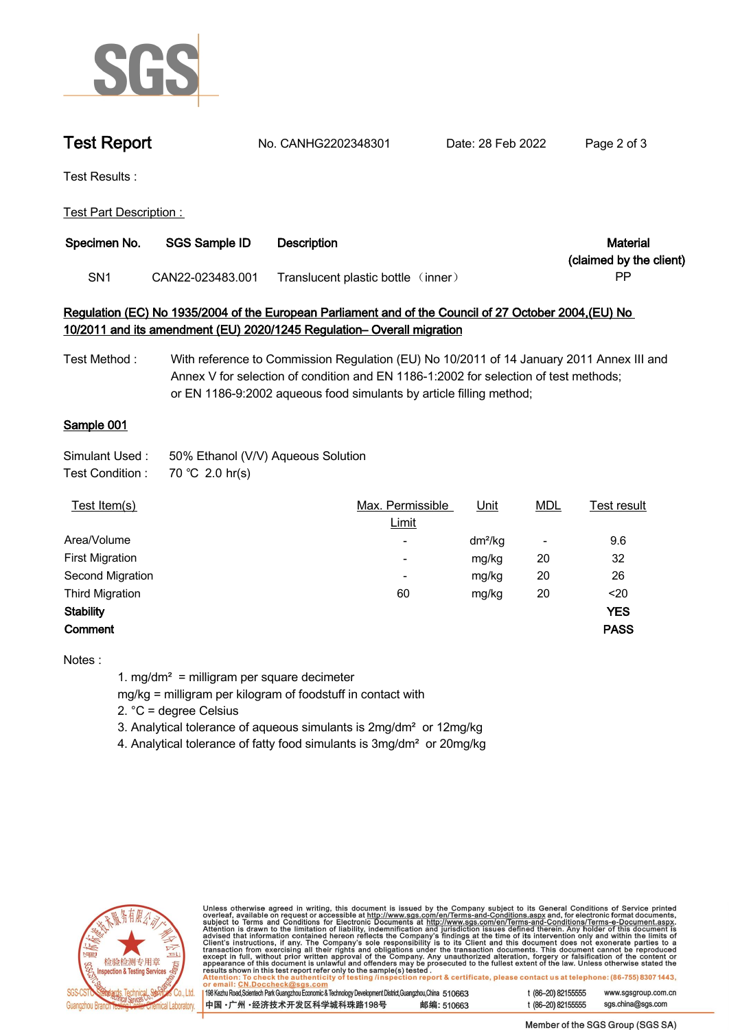# Test Report

No. CANHG2202348301 Date: 28 Feb 2022

Test Results :

Test Part Description :

| Specimen No. | SGS Sample ID | Description | Material (claimed by the client) |
|---|---|---|---|
| SN1 | CAN22-023483.001 | Translucent plastic bottle（inner） | PP |

**Regulation (EC) No 1935/2004 of the European Parliament and of the Council of 27 October 2004,(EU) No 10/2011 and its amendment (EU) 2020/1245 Regulation– Overall migration**

Test Method : With reference to Commission Regulation (EU) No 10/2011 of 14 January 2011 Annex III and Annex V for selection of condition and EN 1186-1:2002 for selection of test methods; or EN 1186-9:2002 aqueous food simulants by article filling method;

**Sample 001**

Simulant Used : 50% Ethanol (V/V) Aqueous Solution
Test Condition : 70 ℃ 2.0 hr(s)

| Test Item(s) | Max. Permissible Limit | Unit | MDL | Test result |
|---|---|---|---|---|
| Area/Volume | - | $dm^2/kg$ | - | 9.6 |
| First Migration | - | mg/kg | 20 | 32 |
| Second Migration | - | mg/kg | 20 | 26 |
| Third Migration | 60 | mg/kg | 20 | <20 |
| **Stability** | | | | **YES** |
| **Comment** | | | | **PASS** |

Notes :

1. $mg/dm^2$ = milligram per square decimeter
   mg/kg = milligram per kilogram of foodstuff in contact with
2. °C = degree Celsius
3. Analytical tolerance of aqueous simulants is $2mg/dm^2$ or 12mg/kg
4. Analytical tolerance of fatty food simulants is $3mg/dm^2$ or 20mg/kg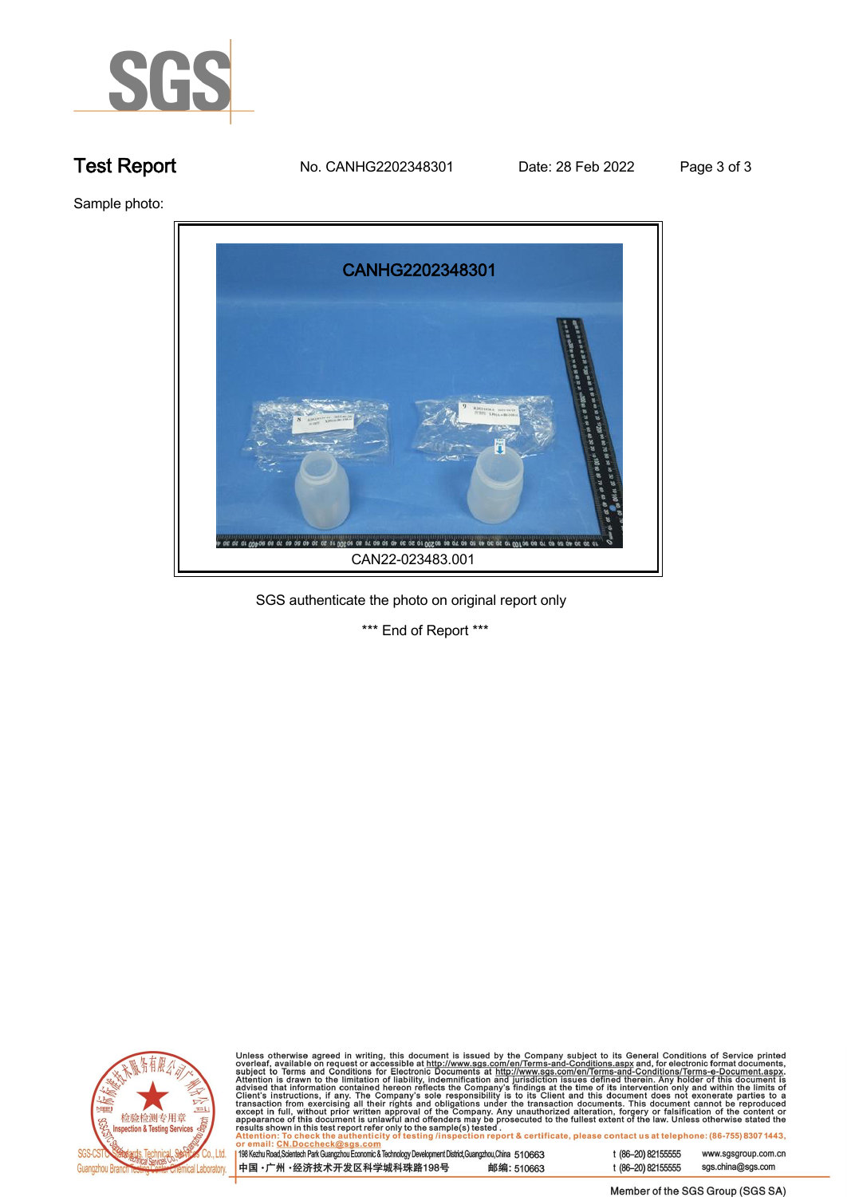Test Report No. CANHG2202348301 Date: 28 Feb 2022

Sample photo:

CAN22-023483.001

SGS authenticate the photo on original report only

\*\*\* End of Report \*\*\*

Unless otherwise agreed in writing, this document is issued by the Company subject to its General Conditions of Service printed overleaf, available on request or accessible at http://www.sgs.com/en/Terms-and-Conditions.aspx and, for electronic format documents, subject to Terms and Conditions for Electronic Documents at http://www.sgs.com/en/Terms-and-Conditions/Terms-e-Document.aspx. Attention is drawn to the limitation of liability, indemnification and jurisdiction issues defined therein. Any holder of this document is advised that information contained hereon reflects the Company's findings at the time of its intervention only and within the limits of Client's instructions, if any. The Company's sole responsibility is to its Client and this document does not exonerate parties to a transaction from exercising all their rights and obligations under the transaction documents. This document cannot be reproduced except in full, without prior written approval of the Company. Any unauthorized alteration, forgery or falsification of the content or appearance of this document is unlawful and offenders may be prosecuted to the fullest extent of the law. Unless otherwise stated the results shown in this test report refer only to the sample(s) tested.

Attention: To check the authenticity of testing /inspection report & certificate, please contact us at telephone: (86-755) 8307 1443, or email: CN.Doccheck@sgs.com

198 Kezhu Road,Scientech Park Guangzhou Economic & Technology Development District,Guangzhou,China 510663 t (86–20) 82155555 www.sgsgroup.com.cn

中国 · 广州 · 经济技术开发区科学城科珠路198号 邮编: 510663 t (86–20) 82155555 sgs.china@sgs.com

Member of the SGS Group (SGS SA)